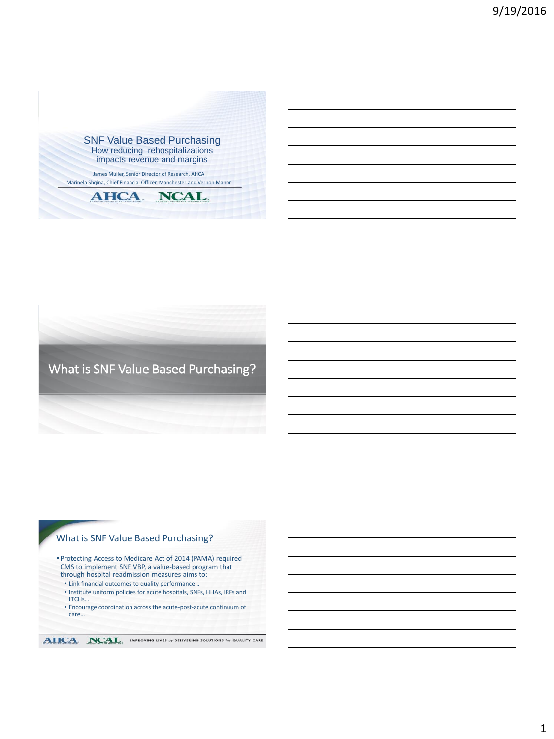# SNF Value Based Purchasing

## How reducing rehospitalizations impacts revenue and margins

James Muller, Senior Director of Research, AHCA

Marinela Shqina, Chief Financial Officer, Manchester and Vernon Manor

AHCA. NCAL.

# What is SNF Value Based Purchasing?

## What is SNF Value Based Purchasing?

- Protecting Access to Medicare Act of 2014 (PAMA) required CMS to implement SNF VBP, a value-based program that through hospital readmission measures aims to:
  - Link financial outcomes to quality performance…
  - Institute uniform policies for acute hospitals, SNFs, HHAs, IRFs and LTCHs…
  - Encourage coordination across the acute-post-acute continuum of care…

AHCA. NCAL. IMPROVING LIVES by DELIVERING SOLUTIONS for QUALITY CARE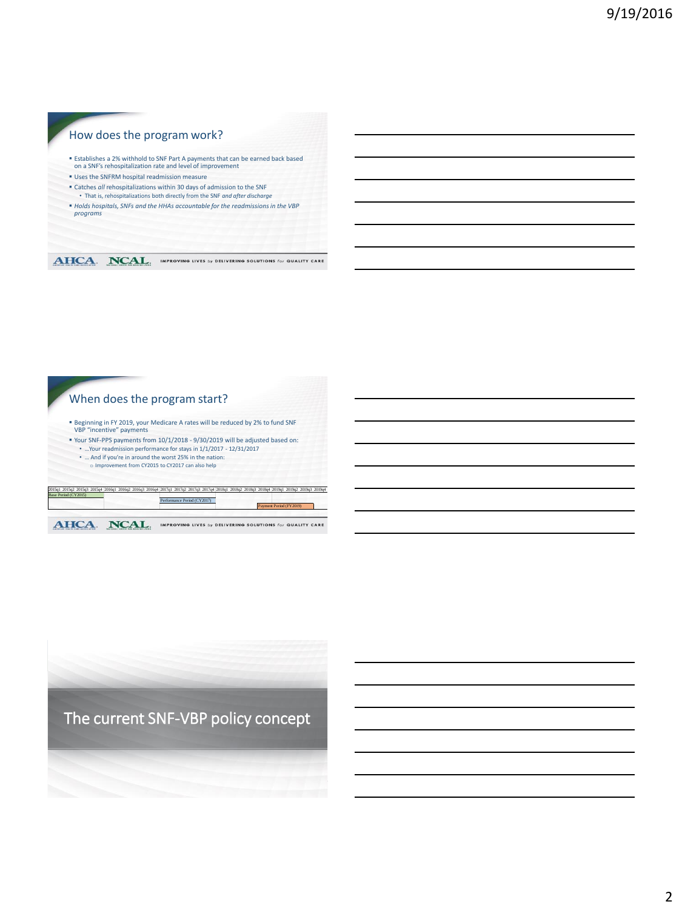## How does the program work?

- Establishes a 2% withhold to SNF Part A payments that can be earned back based on a SNF's rehospitalization rate and level of improvement
- Uses the SNFRM hospital readmission measure
- Catches *all* rehospitalizations within 30 days of admission to the SNF
  - That is, rehospitalizations both directly from the SNF *and after discharge*
- *Holds hospitals, SNFs and the HHAs accountable for the readmissions in the VBP programs*

## When does the program start?

- Beginning in FY 2019, your Medicare A rates will be reduced by 2% to fund SNF VBP "incentive" payments
- Your SNF-PPS payments from 10/1/2018 - 9/30/2019 will be adjusted based on:
  - …Your readmission performance for stays in 1/1/2017 - 12/31/2017
  - … And if you're in around the worst 25% in the nation:
    - Improvement from CY2015 to CY2017 can also help

| 2015q1 | 2015q2 | 2015q3 | 2015q4 | 2016q1 | 2016q2 | 2016q3 | 2016q4 | 2017q1 | 2017q2 | 2017q3 | 2017q4 | 2018q1 | 2018q2 | 2018q3 | 2018q4 | 2019q1 | 2019q2 | 2019q3 | 2019q4 |
|---|---|---|---|---|---|---|---|---|---|---|---|---|---|---|---|---|---|---|---|
| Base Period (CY2015) | | | | | | | | | | | | | | | | | | | |
| | | | | | | | | Performance Period (CY2017) | | | | | | | | | | | |
| | | | | | | | | | | | | | | | Payment Period (FY2019) | | | | |

# The current SNF-VBP policy concept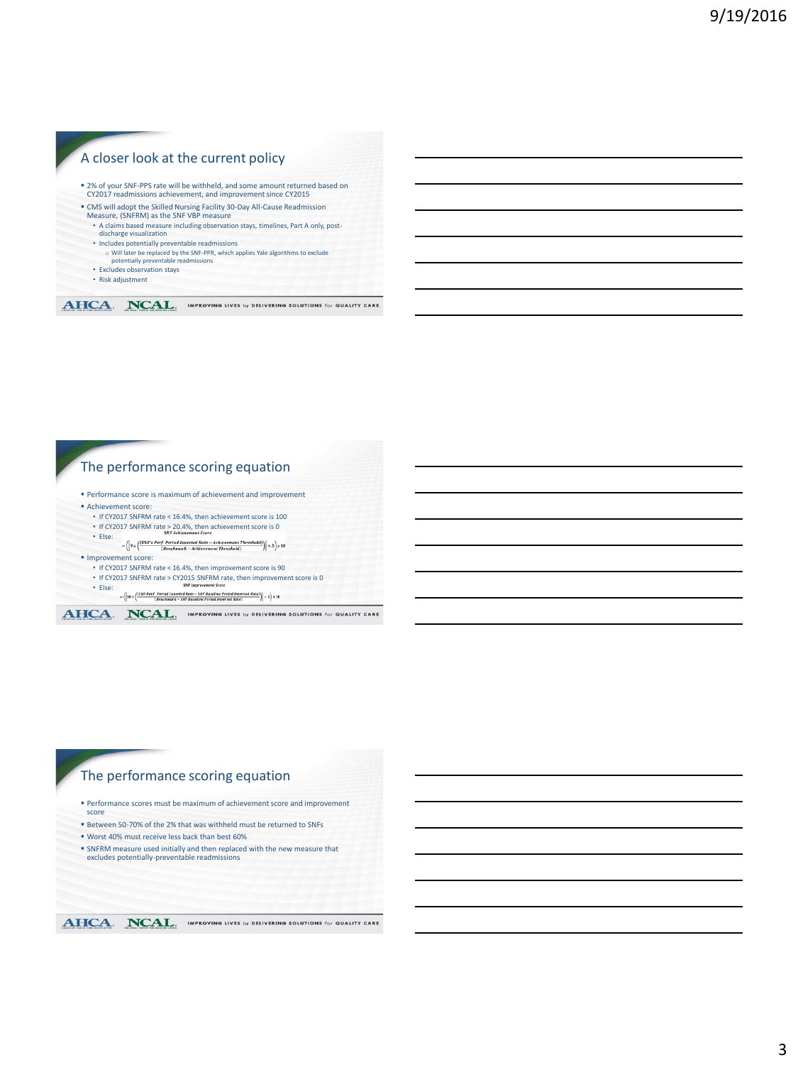## A closer look at the current policy

- 2% of your SNF-PPS rate will be withheld, and some amount returned based on CY2017 readmissions achievement, and improvement since CY2015
- CMS will adopt the Skilled Nursing Facility 30-Day All-Cause Readmission Measure, (SNFRM) as the SNF VBP measure
  - A claims based measure including observation stays, timelines, Part A only, post-discharge visualization
  - Includes potentially preventable readmissions
    - Will later be replaced by the SNF-PPR, which applies Yale algorithms to exclude potentially preventable readmissions
  - Excludes observation stays
  - Risk adjustment

## The performance scoring equation

- Performance score is maximum of achievement and improvement
- Achievement score:
  - If CY2017 SNFRM rate < 16.4%, then achievement score is 100
  - If CY2017 SNFRM rate > 20.4%, then achievement score is 0
  - Else:

$$\text{SNF Achievement Score} = \left(\left|9 \times \left(\frac{\text{SNF's Perf. Period Inverted Rate} - \text{Achievement Threshold}}{\text{Benchmark} - \text{Achievement Threshold}}\right)\right| + .5\right) \times 10$$

- Improvement score:
  - If CY2017 SNFRM rate < 16.4%, then improvement score is 90
  - If CY2017 SNFRM rate > CY2015 SNFRM rate, then improvement score is 0
  - Else:

$$\text{SNF Improvement Score} = \left(\left|10 \times \left(\frac{\text{SNF Perf. Period Inverted Rate} - \text{SNF Baseline Period Inverted Rate}}{\text{Benchmark} - \text{SNF Baseline Period Inverted Rate}}\right)\right| - .5\right) \times 10$$

## The performance scoring equation

- Performance scores must be maximum of achievement score and improvement score
- Between 50-70% of the 2% that was withheld must be returned to SNFs
- Worst 40% must receive less back than best 60%
- SNFRM measure used initially and then replaced with the new measure that excludes potentially-preventable readmissions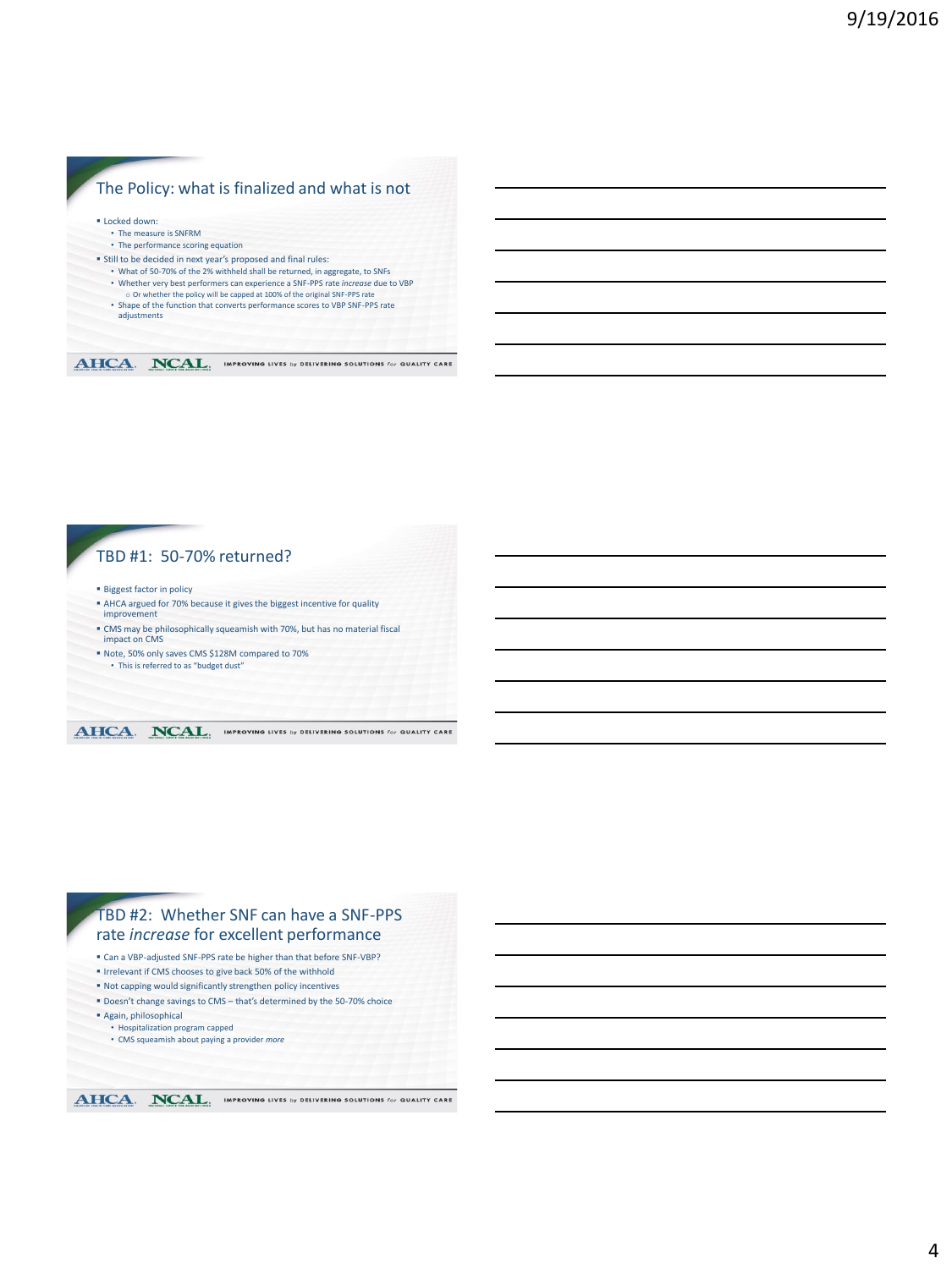## The Policy: what is finalized and what is not

- Locked down:
  - The measure is SNFRM
  - The performance scoring equation
- Still to be decided in next year's proposed and final rules:
  - What of 50-70% of the 2% withheld shall be returned, in aggregate, to SNFs
  - Whether very best performers can experience a SNF-PPS rate *increase* due to VBP
    - Or whether the policy will be capped at 100% of the original SNF-PPS rate
  - Shape of the function that converts performance scores to VBP SNF-PPS rate adjustments

## TBD #1: 50-70% returned?

- Biggest factor in policy
- AHCA argued for 70% because it gives the biggest incentive for quality improvement
- CMS may be philosophically squeamish with 70%, but has no material fiscal impact on CMS
- Note, 50% only saves CMS $128M compared to 70%
  - This is referred to as "budget dust"

## TBD #2: Whether SNF can have a SNF-PPS rate *increase* for excellent performance

- Can a VBP-adjusted SNF-PPS rate be higher than that before SNF-VBP?
- Irrelevant if CMS chooses to give back 50% of the withhold
- Not capping would significantly strengthen policy incentives
- Doesn't change savings to CMS – that's determined by the 50-70% choice
- Again, philosophical
  - Hospitalization program capped
  - CMS squeamish about paying a provider *more*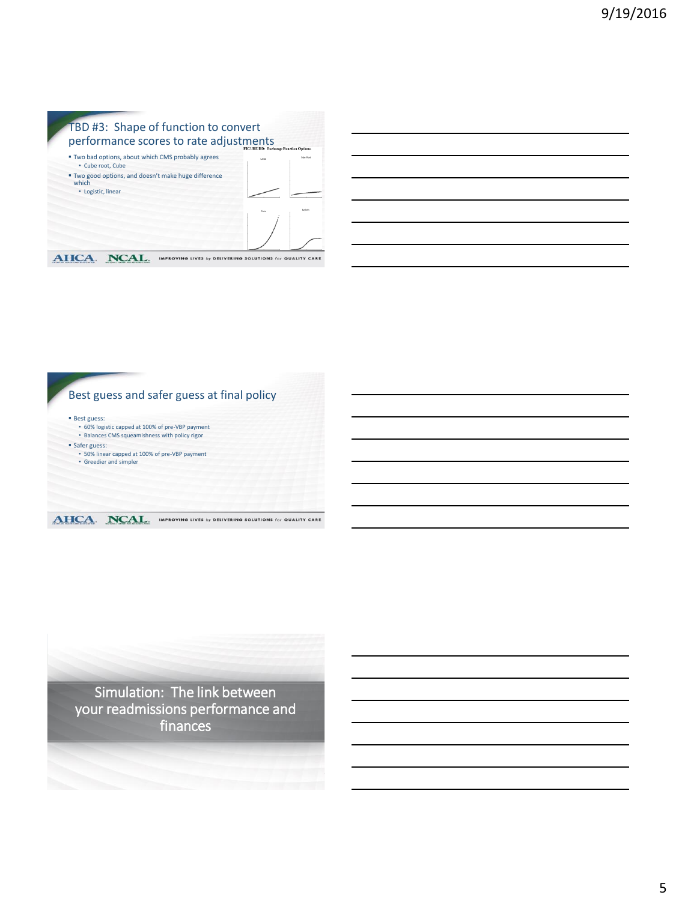## TBD #3: Shape of function to convert performance scores to rate adjustments

- Two bad options, about which CMS probably agrees
  - Cube root, Cube
- Two good options, and doesn't make huge difference which
  - Logistic, linear

FIGURE DD: Exchange Function Options

Linear

Cube Root

Cube

Logistic

## Best guess and safer guess at final policy

- Best guess:
  - 60% logistic capped at 100% of pre-VBP payment
  - Balances CMS squeamishness with policy rigor
- Safer guess:
  - 50% linear capped at 100% of pre-VBP payment
  - Greedier and simpler

## Simulation: The link between your readmissions performance and finances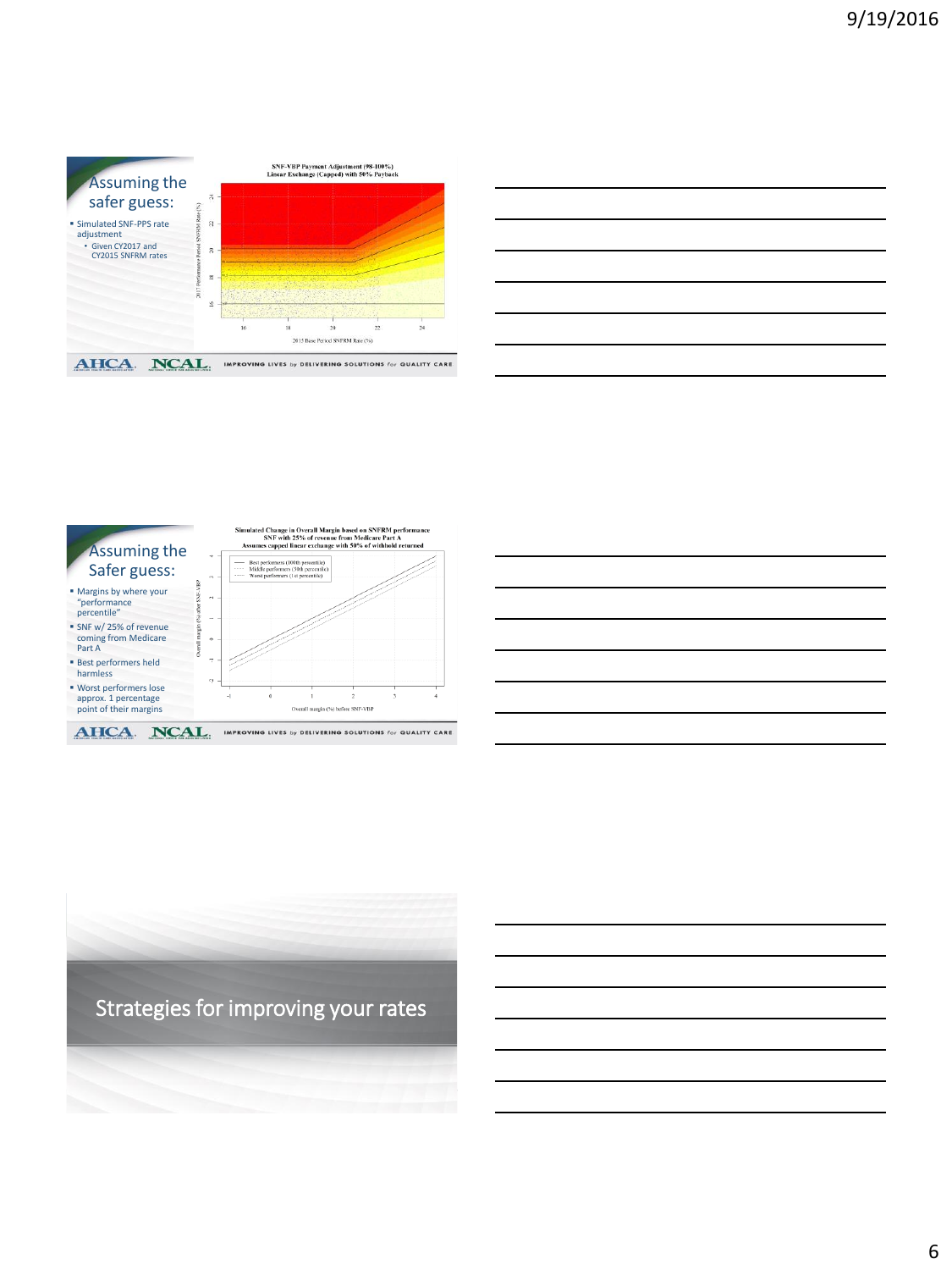## Assuming the safer guess:

- Simulated SNF-PPS rate adjustment
  - Given CY2017 and CY2015 SNFRM rates

**SNF-VBP Payment Adjustment (98-100%)**
**Linear Exchange (Capped) with 50% Payback**

2017 Performance Period SNFRM Rate (%)

2015 Base Period SNFRM Rate (%)

## Assuming the Safer guess:

- Margins by where your "performance percentile"
- SNF w/ 25% of revenue coming from Medicare Part A
- Best performers held harmless
- Worst performers lose approx. 1 percentage point of their margins

**Simulated Change in Overall Margin based on SNFRM performance**
**SNF with 25% of revenue from Medicare Part A**
**Assumes capped linear exchange with 50% of withhold returned**

- Best performers (100th percentile)
- Middle performers (50th percentile)
- Worst performers (1st percentile)

Overall margin (%) after SNF-VBP

Overall margin (%) before SNF-VBP

AHCA. NCAL. IMPROVING LIVES *by* DELIVERING SOLUTIONS *for* QUALITY CARE

## Strategies for improving your rates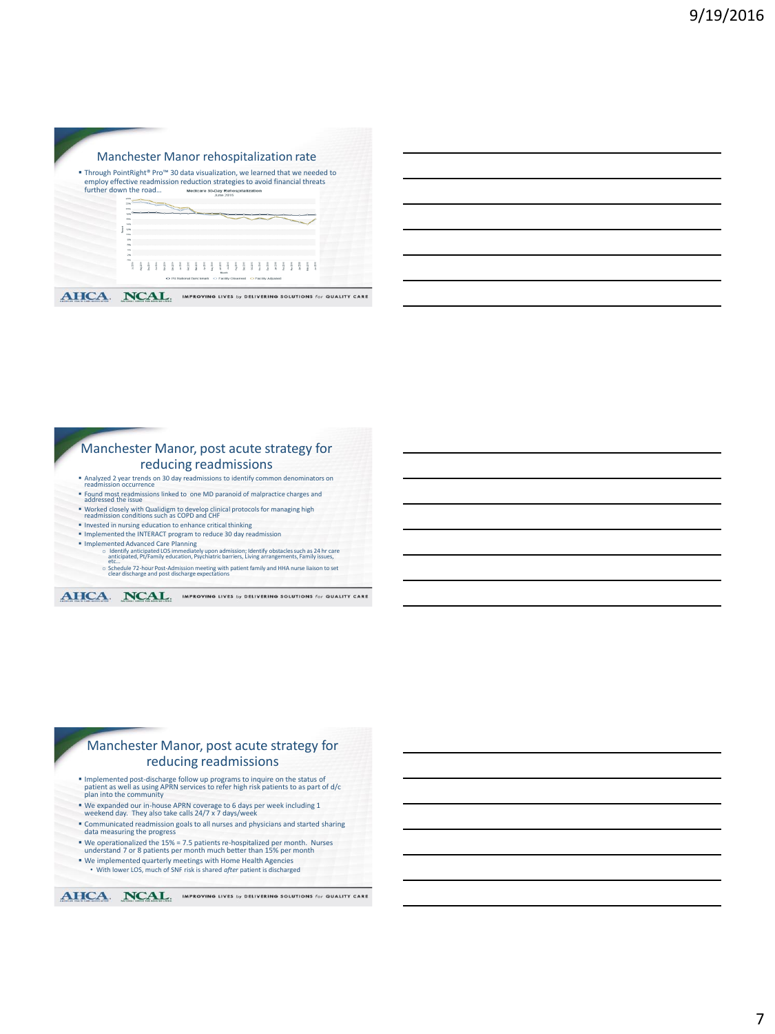## Manchester Manor rehospitalization rate

- Through PointRight® Pro™ 30 data visualization, we learned that we needed to employ effective readmission reduction strategies to avoid financial threats further down the road…

Medicare 30-Day Rehospitalization
June 2016

P2 National Benchmark · Facility Observed · Facility Adjusted

## Manchester Manor, post acute strategy for reducing readmissions

- Analyzed 2 year trends on 30 day readmissions to identify common denominators on readmission occurrence
- Found most readmissions linked to one MD paranoid of malpractice charges and addressed the issue
- Worked closely with Qualidigm to develop clinical protocols for managing high readmission conditions such as COPD and CHF
- Invested in nursing education to enhance critical thinking
- Implemented the INTERACT program to reduce 30 day readmission
- Implemented Advanced Care Planning
  - Identify anticipated LOS immediately upon admission; Identify obstacles such as 24 hr care anticipated, Pt/Family education, Psychiatric barriers, Living arrangements, Family issues, etc…
  - Schedule 72-hour Post-Admission meeting with patient family and HHA nurse liaison to set clear discharge and post discharge expectations

## Manchester Manor, post acute strategy for reducing readmissions

- Implemented post-discharge follow up programs to inquire on the status of patient as well as using APRN services to refer high risk patients to as part of d/c plan into the community
- We expanded our in-house APRN coverage to 6 days per week including 1 weekend day. They also take calls 24/7 x 7 days/week
- Communicated readmission goals to all nurses and physicians and started sharing data measuring the progress
- We operationalized the 15% = 7.5 patients re-hospitalized per month. Nurses understand 7 or 8 patients per month much better than 15% per month
- We implemented quarterly meetings with Home Health Agencies
  - With lower LOS, much of SNF risk is shared *after* patient is discharged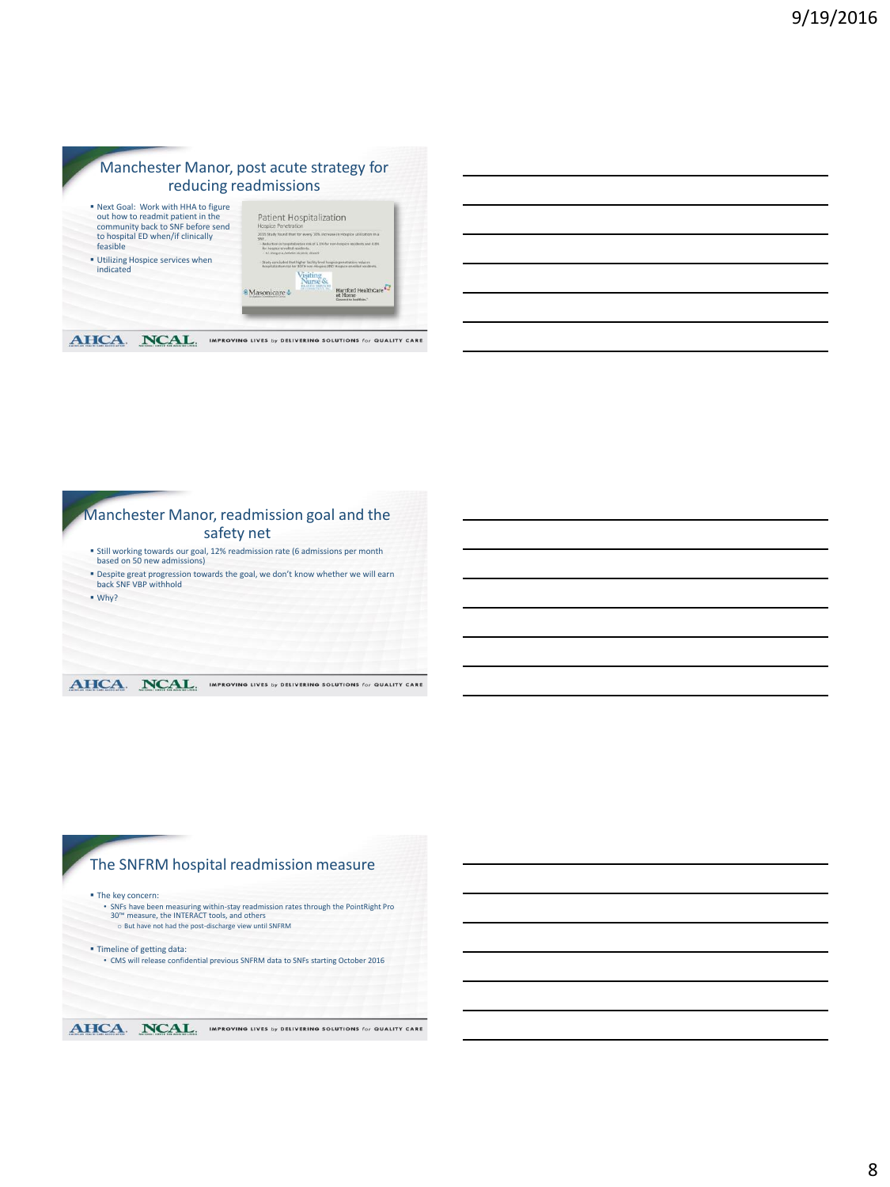## Manchester Manor, post acute strategy for reducing readmissions

- Next Goal: Work with HHA to figure out how to readmit patient in the community back to SNF before send to hospital ED when/if clinically feasible
- Utilizing Hospice services when indicated

## Manchester Manor, readmission goal and the safety net

- Still working towards our goal, 12% readmission rate (6 admissions per month based on 50 new admissions)
- Despite great progression towards the goal, we don't know whether we will earn back SNF VBP withhold
- Why?

## The SNFRM hospital readmission measure

- The key concern:
  - SNFs have been measuring within-stay readmission rates through the PointRight Pro 30™ measure, the INTERACT tools, and others
    - But have not had the post-discharge view until SNFRM
- Timeline of getting data:
  - CMS will release confidential previous SNFRM data to SNFs starting October 2016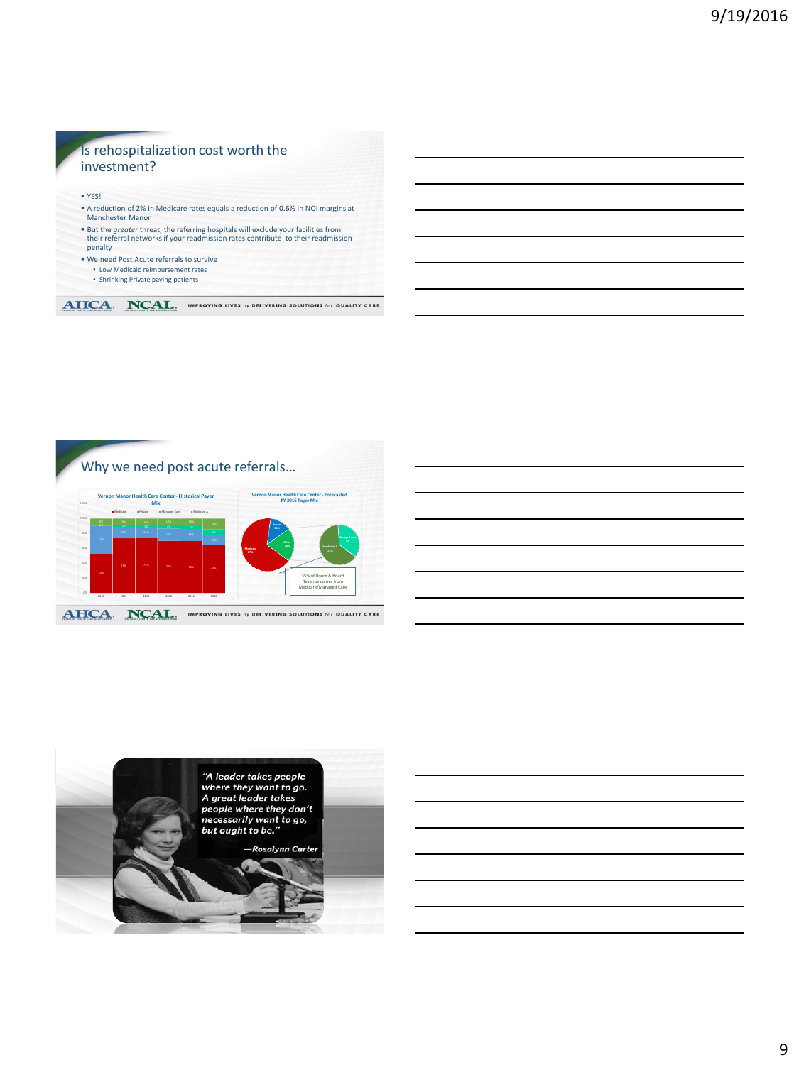## Is rehospitalization cost worth the investment?

- YES!
- A reduction of 2% in Medicare rates equals a reduction of 0.6% in NOI margins at Manchester Manor
- But the *greater* threat, the referring hospitals will exclude your facilities from their referral networks if your readmission rates contribute to their readmission penalty
- We need Post Acute referrals to survive
  - Low Medicaid reimbursement rates
  - Shrinking Private paying patients

AHCA. NCAL. IMPROVING LIVES *by* DELIVERING SOLUTIONS *for* QUALITY CARE

## Why we need post acute referrals…

Vernon Manor Health Care Center - Historical Payer Mix

Vernon Manor Health Care Center - Forecasted FY 2016 Payer Mix

35% of Room & Board Revenue comes from Medicare/Managed Care

AHCA. NCAL. IMPROVING LIVES *by* DELIVERING SOLUTIONS *for* QUALITY CARE

*"A leader takes people where they want to go. A great leader takes people where they don't necessarily want to go, but ought to be."*

*—Rosalynn Carter*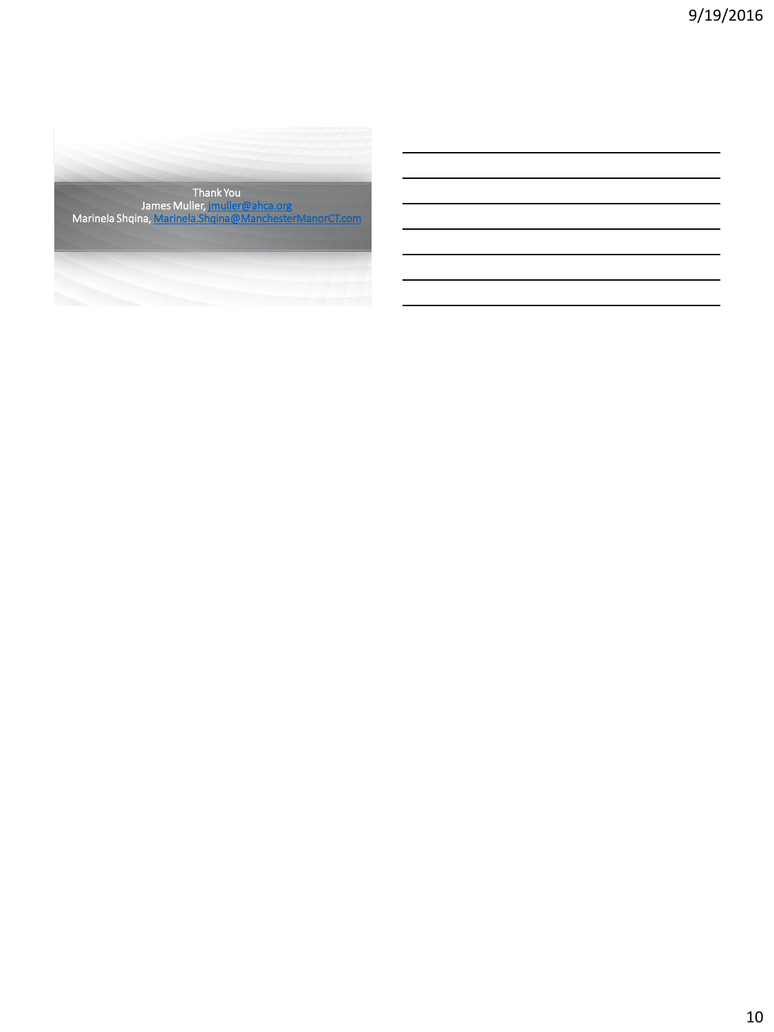Thank You

James Muller, jmuller@ahca.org

Marinela Shqina, Marinela.Shqina@ManchesterManorCT.com